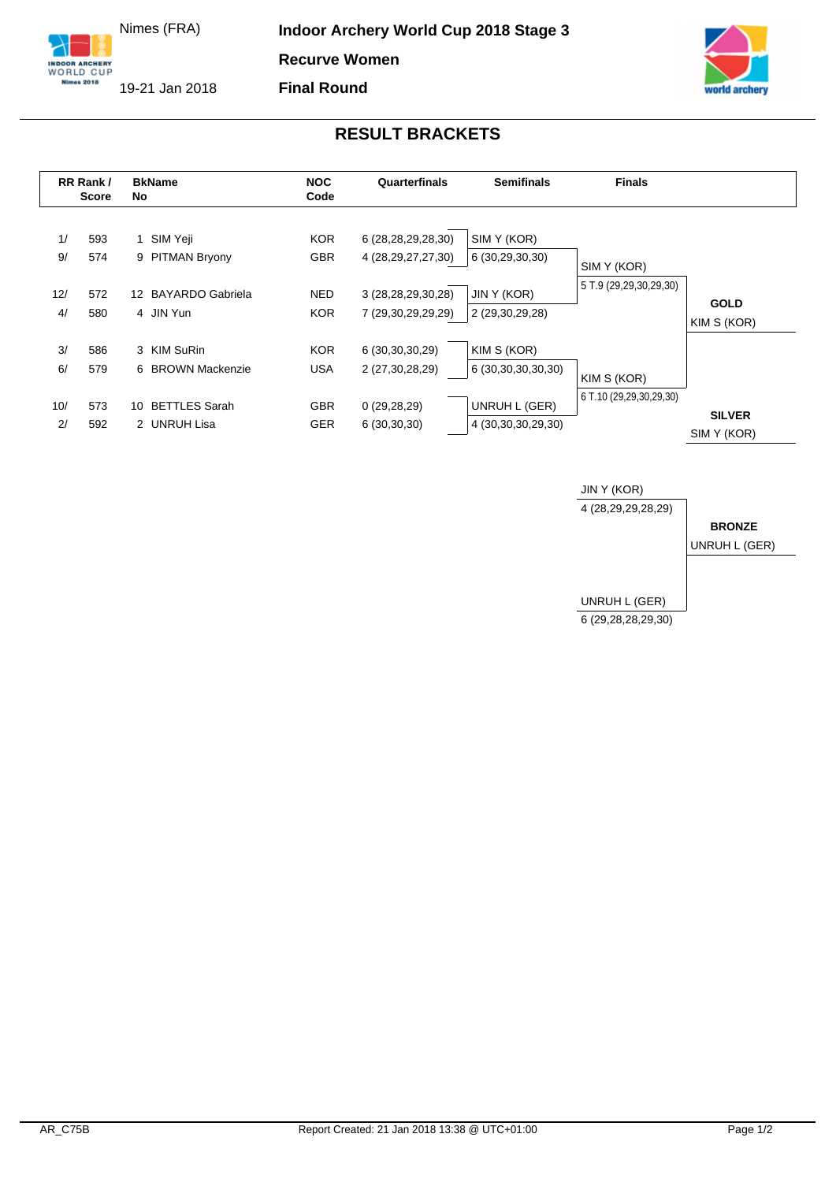Nimes (FRA)

19-21 Jan 2018

# Indoor Archery World Cup 2018 Stage 3

## Recurve Women

## Final Round

## RESULT BRACKETS

| RR Rank / | Score | BkName No | | NOC Code | Quarterfinals | Semifinals | Finals | |
|---|---|---|---|---|---|---|---|---|
| 1/ | 593 | 1 | SIM Yeji | KOR | 6 (28,28,29,28,30) | SIM Y (KOR) | | |
| 9/ | 574 | 9 | PITMAN Bryony | GBR | 4 (28,29,27,27,30) | 6 (30,29,30,30) | SIM Y (KOR) | |
| | | | | | | | 5 T.9 (29,29,30,29,30) | |
| 12/ | 572 | 12 | BAYARDO Gabriela | NED | 3 (28,28,29,30,28) | JIN Y (KOR) | | **GOLD** |
| 4/ | 580 | 4 | JIN Yun | KOR | 7 (29,30,29,29,29) | 2 (29,30,29,28) | | KIM S (KOR) |
| 3/ | 586 | 3 | KIM SuRin | KOR | 6 (30,30,30,29) | KIM S (KOR) | | |
| 6/ | 579 | 6 | BROWN Mackenzie | USA | 2 (27,30,28,29) | 6 (30,30,30,30,30) | KIM S (KOR) | |
| | | | | | | | 6 T.10 (29,29,30,29,30) | |
| 10/ | 573 | 10 | BETTLES Sarah | GBR | 0 (29,28,29) | UNRUH L (GER) | | **SILVER** |
| 2/ | 592 | 2 | UNRUH Lisa | GER | 6 (30,30,30) | 4 (30,30,30,29,30) | | SIM Y (KOR) |

| Bronze Match | | |
|---|---|---|
| JIN Y (KOR) | 4 (28,29,29,28,29) | |
| | | **BRONZE** |
| | | UNRUH L (GER) |
| UNRUH L (GER) | 6 (29,28,28,29,30) | |

AR_C75B

Report Created: 21 Jan 2018 13:38 @ UTC+01:00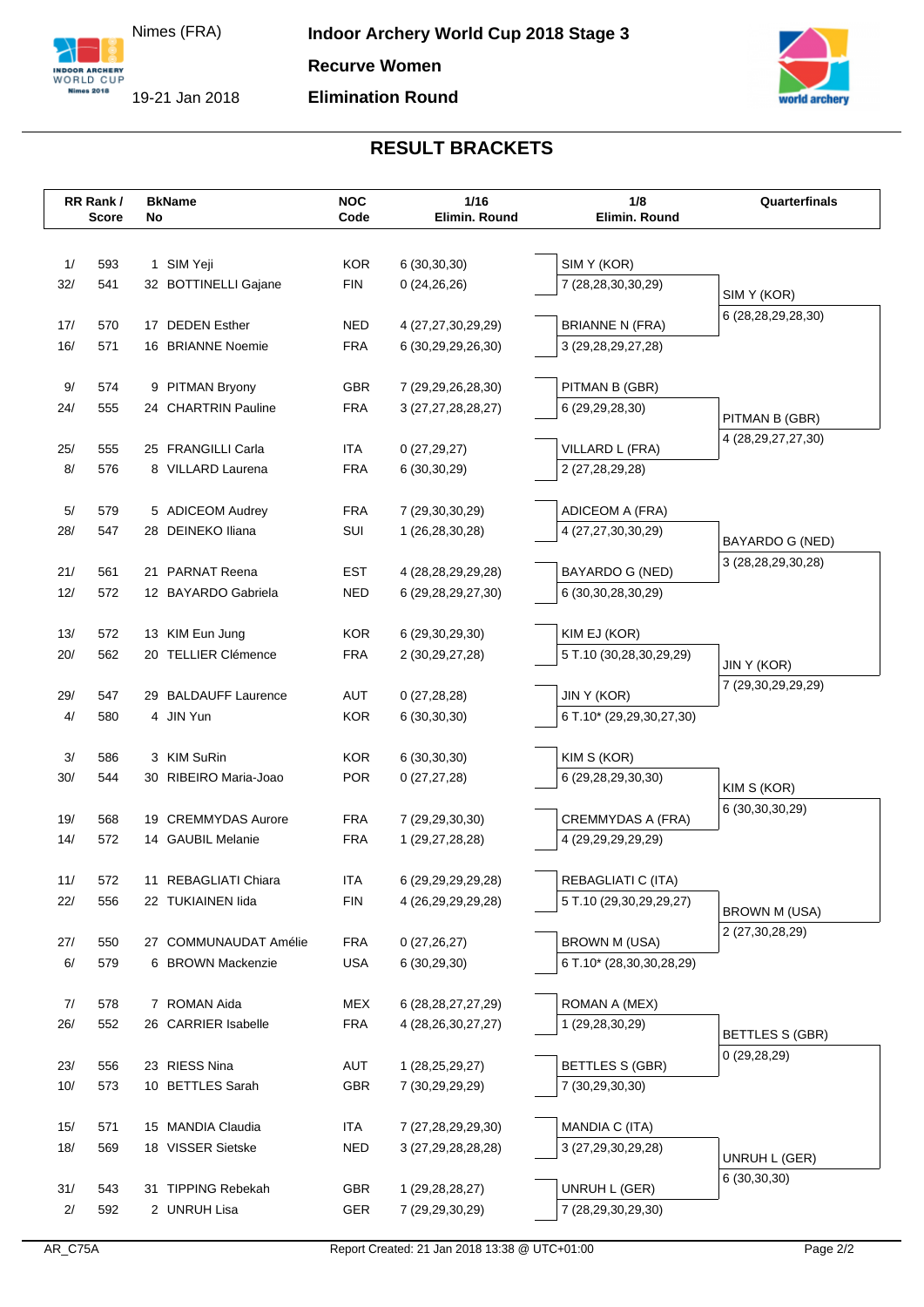Nimes (FRA)

19-21 Jan 2018

# Indoor Archery World Cup 2018 Stage 3

## Recurve Women

## Elimination Round

## RESULT BRACKETS

| RR Rank / | Score | BkNo | Name | NOC Code | 1/16 Elimin. Round | 1/8 Elimin. Round | Quarterfinals |
|---|---|---|---|---|---|---|---|
| 1/ | 593 | 1 | SIM Yeji | KOR | 6 (30,30,30) | SIM Y (KOR) | |
| 32/ | 541 | 32 | BOTTINELLI Gajane | FIN | 0 (24,26,26) | 7 (28,28,30,30,29) | SIM Y (KOR) |
| | | | | | | | 6 (28,28,29,28,30) |
| 17/ | 570 | 17 | DEDEN Esther | NED | 4 (27,27,30,29,29) | BRIANNE N (FRA) | |
| 16/ | 571 | 16 | BRIANNE Noemie | FRA | 6 (30,29,29,26,30) | 3 (29,28,29,27,28) | |
| 9/ | 574 | 9 | PITMAN Bryony | GBR | 7 (29,29,26,28,30) | PITMAN B (GBR) | |
| 24/ | 555 | 24 | CHARTRIN Pauline | FRA | 3 (27,27,28,28,27) | 6 (29,29,28,30) | PITMAN B (GBR) |
| | | | | | | | 4 (28,29,27,27,30) |
| 25/ | 555 | 25 | FRANGILLI Carla | ITA | 0 (27,29,27) | VILLARD L (FRA) | |
| 8/ | 576 | 8 | VILLARD Laurena | FRA | 6 (30,30,29) | 2 (27,28,29,28) | |
| 5/ | 579 | 5 | ADICEOM Audrey | FRA | 7 (29,30,30,29) | ADICEOM A (FRA) | |
| 28/ | 547 | 28 | DEINEKO Iliana | SUI | 1 (26,28,30,28) | 4 (27,27,30,30,29) | BAYARDO G (NED) |
| | | | | | | | 3 (28,28,29,30,28) |
| 21/ | 561 | 21 | PARNAT Reena | EST | 4 (28,28,29,29,28) | BAYARDO G (NED) | |
| 12/ | 572 | 12 | BAYARDO Gabriela | NED | 6 (29,28,29,27,30) | 6 (30,30,28,30,29) | |
| 13/ | 572 | 13 | KIM Eun Jung | KOR | 6 (29,30,29,30) | KIM EJ (KOR) | |
| 20/ | 562 | 20 | TELLIER Clémence | FRA | 2 (30,29,27,28) | 5 T.10 (30,28,30,29,29) | JIN Y (KOR) |
| | | | | | | | 7 (29,30,29,29,29) |
| 29/ | 547 | 29 | BALDAUFF Laurence | AUT | 0 (27,28,28) | JIN Y (KOR) | |
| 4/ | 580 | 4 | JIN Yun | KOR | 6 (30,30,30) | 6 T.10* (29,29,30,27,30) | |
| 3/ | 586 | 3 | KIM SuRin | KOR | 6 (30,30,30) | KIM S (KOR) | |
| 30/ | 544 | 30 | RIBEIRO Maria-Joao | POR | 0 (27,27,28) | 6 (29,28,29,30,30) | KIM S (KOR) |
| | | | | | | | 6 (30,30,30,29) |
| 19/ | 568 | 19 | CREMMYDAS Aurore | FRA | 7 (29,29,30,30) | CREMMYDAS A (FRA) | |
| 14/ | 572 | 14 | GAUBIL Melanie | FRA | 1 (29,27,28,28) | 4 (29,29,29,29,29) | |
| 11/ | 572 | 11 | REBAGLIATI Chiara | ITA | 6 (29,29,29,29,28) | REBAGLIATI C (ITA) | |
| 22/ | 556 | 22 | TUKIAINEN Iida | FIN | 4 (26,29,29,29,28) | 5 T.10 (29,30,29,29,27) | BROWN M (USA) |
| | | | | | | | 2 (27,30,28,29) |
| 27/ | 550 | 27 | COMMUNAUDAT Amélie | FRA | 0 (27,26,27) | BROWN M (USA) | |
| 6/ | 579 | 6 | BROWN Mackenzie | USA | 6 (30,29,30) | 6 T.10* (28,30,30,28,29) | |
| 7/ | 578 | 7 | ROMAN Aida | MEX | 6 (28,28,27,27,29) | ROMAN A (MEX) | |
| 26/ | 552 | 26 | CARRIER Isabelle | FRA | 4 (28,26,30,27,27) | 1 (29,28,30,29) | BETTLES S (GBR) |
| | | | | | | | 0 (29,28,29) |
| 23/ | 556 | 23 | RIESS Nina | AUT | 1 (28,25,29,27) | BETTLES S (GBR) | |
| 10/ | 573 | 10 | BETTLES Sarah | GBR | 7 (30,29,29,29) | 7 (30,29,30,30) | |
| 15/ | 571 | 15 | MANDIA Claudia | ITA | 7 (27,28,29,29,30) | MANDIA C (ITA) | |
| 18/ | 569 | 18 | VISSER Sietske | NED | 3 (27,29,28,28,28) | 3 (27,29,30,29,28) | UNRUH L (GER) |
| | | | | | | | 6 (30,30,30) |
| 31/ | 543 | 31 | TIPPING Rebekah | GBR | 1 (29,28,28,27) | UNRUH L (GER) | |
| 2/ | 592 | 2 | UNRUH Lisa | GER | 7 (29,29,30,29) | 7 (28,29,30,29,30) | |

AR_C75A Report Created: 21 Jan 2018 13:38 @ UTC+01:00